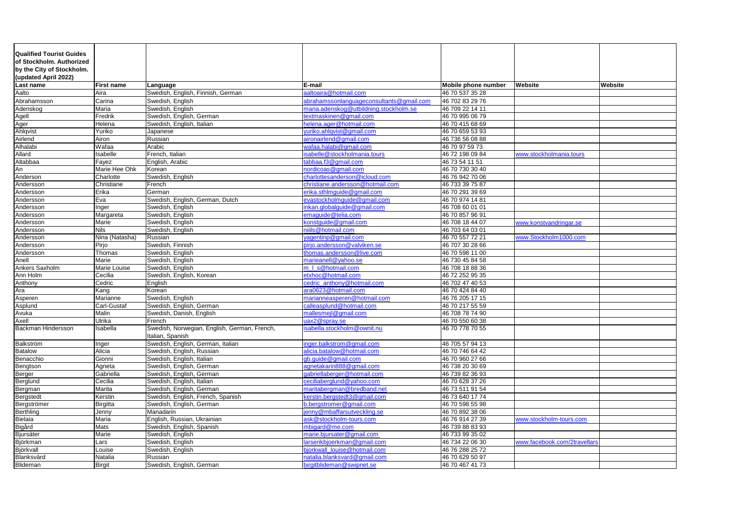| Qualified Tourist Guides of Stockholm. Authorized by the City of Stockholm. (updated April 2022) | | | | | | |
|---|---|---|---|---|---|---|
| **Last name** | **First name** | **Language** | **E-mail** | **Mobile phone number** | **Website** | **Website** |
| Aalto | Aira | Swedish, English, Finnish, German | aaltoaira@hotmail.com | 46 70 537 35 28 | | |
| Abrahamsson | Carina | Swedish, English | abrahamssonlanguageconsultants@gmail.com | 46 702 83 29 76 | | |
| Adenskog | Maria | Swedish, English | maria.adenskog@utbildning.stockholm.se | 46 709 22 14 11 | | |
| Agell | Fredrik | Swedish, English, German | textmaskinen@gmail.com | 46 70 995 06 79 | | |
| Ager | Helena | Swedish, English, Italian | helena.ager@hotmail.com | 46 70 415 68 69 | | |
| Ahlqvist | Yuriko | Japanese | yuriko.ahlqvist@gmail.com | 46 70 659 53 93 | | |
| Airlend | Airon | Russian | aironairlend@gmail.com | 46 736 56 08 88 | | |
| Alhalabi | Wafaa | Arabic | wafaa.halabi@gmail.com | 46 70 97 59 73 | | |
| Allard | Isabelle | French, Italian | isabelle@stockholmania.tours | 46 72 198 09 84 | www.stockholmania.tours | |
| Altabbaa | Fayez | English, Arabic | tabbaa.f3@gmail.com | 46 73 54 11 51 | | |
| An | Marie Hee Ohk | Korean | nordicoas@gmail.com | 46 70 730 30 40 | | |
| Anderson | Charlotte | Swedish, English | charlottesanderson@icloud.com | 46 76 942 70 06 | | |
| Andersson | Christiane | French | christiane.andersson@hotmail.com | 46 733 39 75 87 | | |
| Andersson | Erika | German | erika.sthlmguide@gmail.com | 46 70 291 39 69 | | |
| Andersson | Eva | Swedish, English, German, Dutch | evastockholmguide@gmail.com | 46 70 974 14 81 | | |
| Andersson | Inger | Swedish, English | inkan.globalguide@gmail.com | 46 708 60 01 01 | | |
| Andersson | Margareta | Swedish, English | emaguide@telia.com | 46 70 857 96 91 | | |
| Andersson | Marie | Swedish, English | konstguide@gmail.com | 46 708 18 44 07 | www.konstvandringar.se | |
| Andersson | Nils | Swedish, English | niiils@hotmail.com | 46 703 64 03 01 | | |
| Andersson | Nina (Natasha) | Russian | yagentinp@gmail.com | 46 70 557 72 21 | www.Stockholm1000.com | |
| Andersson | Pirjo | Swedish, Finnish | pirjo.andersson@valviken.se | 46 707 30 28 66 | | |
| Andersson | Thomas | Swedish, English | thomas.andersson@live.com | 46 70 598 11 00 | | |
| Anell | Marie | Swedish, English | marieanell@yahoo.se | 46 730 45 84 58 | | |
| Ankers Saxholm | Marie Louise | Swedish, English | m_l_s@hotmail.com | 46 708 18 88 36 | | |
| Ann Holm | Cecilia | Swedish, English, Korean | etxhoc@hotmail.com | 46 72 252 95 35 | | |
| Anthony | Cedric | English | cedric_anthony@hotmail.com | 46 702 47 40 53 | | |
| Ara | Kang | Korean | ara0623@hotmail.com | 46 70 424 84 40 | | |
| Asperen | Marianne | Swedish, English | marianneasperen@hotmail.com | 46 76 205 17 15 | | |
| Asplund | Carl-Gustaf | Swedish, English, German | calleasplund@hotmail.com | 46 70 217 55 59 | | |
| Avuka | Malin | Swedish, Danish, English | mallesmejl@gmail.com | 46 708 78 74 90 | | |
| Axell | Ulrika | French | uax2@spray.se | 46 70 550 60 38 | | |
| Backman Hindersson | Isabella | Swedish, Norwegian, English, German, French, Italian, Spanish | isabella.stockholm@ownit.nu | 46 70 778 70 55 | | |
| Balkström | Inger | Swedish, English, German, Italian | inger.balkstrom@gmail.com | 46 705 57 94 13 | | |
| Batalow | Alicia | Swedish, English, Russian | alicia.batalow@hotmail.com | 46 70 746 64 42 | | |
| Benacchio | Gionni | Swedish, English, Italian | gb.guide@gmail.com | 46 70 960 27 66 | | |
| Bengtson | Agneta | Swedish, English, German | agnetakarin888@gmail.com | 46 738 20 30 69 | | |
| Berger | Gabriella | Swedish, English, German | gabriellaberger@hotmail.com | 46 739 82 36 93 | | |
| Berglund | Cecilia | Swedish, English, Italian | ceciliaberglund@yahoo.com | 46 70 628 37 26 | | |
| Bergman | Marita | Swedish, English, German | maritabergman@bredband.net | 46 73 511 91 54 | | |
| Bergstedt | Kerstin | Swedish, English, French, Spanish | kerstin.bergstedt3@gmail.com | 46 73 640 17 74 | | |
| Bergströmer | Birgitta | Swedish, English, German | b.bergstromer@gmail.com | 46 70 598 55 98 | | |
| Berthling | Jenny | Manadarin | jenny@mbaffarsutveckling.se | 46 70 892 38 06 | | |
| Bielaia | Maria | English, Russian, Ukrainian | ask@stockholm-tours.com | 46 76 914 27 39 | www.stockholm-tours.com | |
| Bigård | Mats | Swedish, English, Spanish | mbigard@me.com | 46 739 88 83 93 | | |
| Bjursäter | Marie | Swedish, English | marie.bjursater@gmail.com | 46 733 99 35 02 | | |
| Björkman | Lars | Swedish, English | larserikbjoerkman@gmail.com | 46 734 22 06 30 | www.facebook.com/2travellars | |
| Björkvall | Louise | Swedish, English | bjorkwall_louise@hotmail.com | 46 76 288 25 72 | | |
| Blanksvärd | Natalia | Russian | natalia.blanksvard@gmail.com | 46 70 629 50 97 | | |
| Blideman | Birgit | Swedish, English, German | birgitblideman@swipnet.se | 46 70 467 41 73 | | |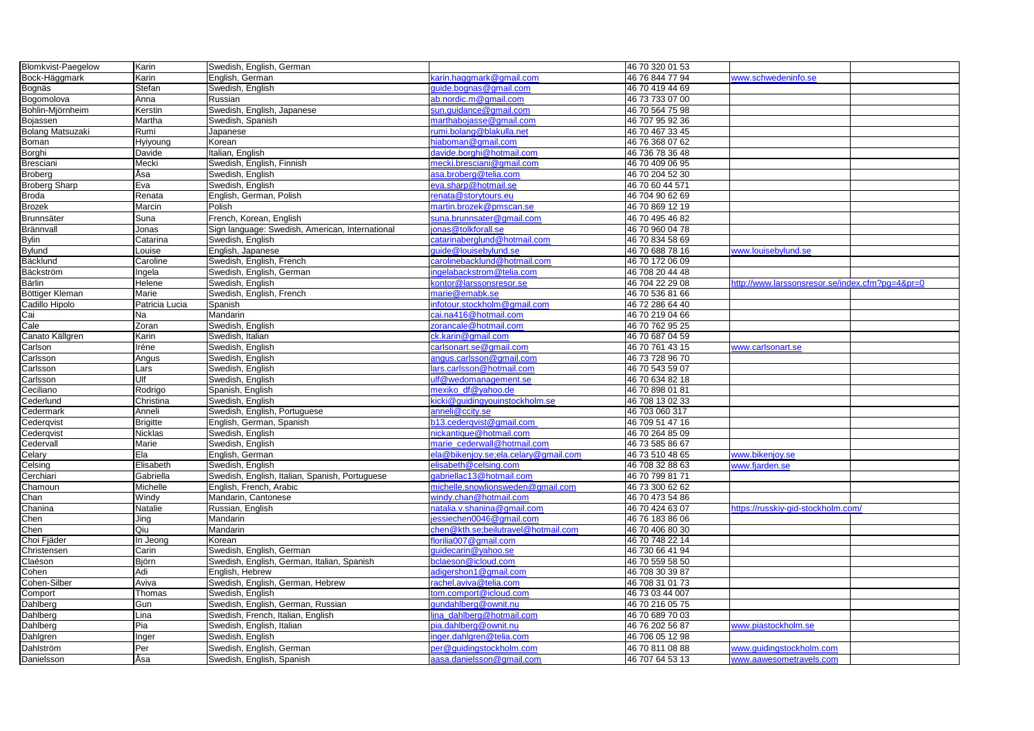| | | | | | | |
|---|---|---|---|---|---|---|
| Blomkvist-Paegelow | Karin | Swedish, English, German | | 46 70 320 01 53 | | |
| Bock-Häggmark | Karin | English, German | karin.haggmark@gmail.com | 46 76 844 77 94 | www.schwedeninfo.se | |
| Bognäs | Stefan | Swedish, English | guide.bognas@gmail.com | 46 70 419 44 69 | | |
| Bogomolova | Anna | Russian | ab.nordic.m@gmail.com | 46 73 733 07 00 | | |
| Bohlin-Mjörnheim | Kerstin | Swedish, English, Japanese | sun.guidance@gmail.com | 46 70 564 75 98 | | |
| Bojassen | Martha | Swedish, Spanish | marthabojasse@gmail.com | 46 707 95 92 36 | | |
| Bolang Matsuzaki | Rumi | Japanese | rumi.bolang@blakulla.net | 46 70 467 33 45 | | |
| Boman | Hyiyoung | Korean | hiaboman@gmail.com | 46 76 368 07 62 | | |
| Borghi | Davide | Italian, English | davide.borghi@hotmail.com | 46 736 78 36 48 | | |
| Bresciani | Mecki | Swedish, English, Finnish | mecki.bresciani@gmail.com | 46 70 409 06 95 | | |
| Broberg | Åsa | Swedish, English | asa.broberg@telia.com | 46 70 204 52 30 | | |
| Broberg Sharp | Eva | Swedish, English | eva.sharp@hotmail.se | 46 70 60 44 571 | | |
| Broda | Renata | English, German, Polish | renata@storytours.eu | 46 704 90 62 69 | | |
| Brozek | Marcin | Polish | martin.brozek@pmscan.se | 46 70 869 12 19 | | |
| Brunnsäter | Suna | French, Korean, English | suna.brunnsater@gmail.com | 46 70 495 46 82 | | |
| Brännvall | Jonas | Sign language: Swedish, American, International | jonas@tolkforall.se | 46 70 960 04 78 | | |
| Bylin | Catarina | Swedish, English | catarinaberglund@hotmail.com | 46 70 834 58 69 | | |
| Bylund | Louise | English, Japanese | guide@louisebylund.se | 46 70 688 78 16 | www.louisebylund.se | |
| Bäcklund | Caroline | Swedish, English, French | carolinebacklund@hotmail.com | 46 70 172 06 09 | | |
| Bäckström | Ingela | Swedish, English, German | ingelabackstrom@telia.com | 46 708 20 44 48 | | |
| Bärlin | Helene | Swedish, English | kontor@larssonsresor.se | 46 704 22 29 08 | http://www.larssonsresor.se/index.cfm?pg=4&pr=0 | |
| Böttiger Kleman | Marie | Swedish, English, French | marie@emabk.se | 46 70 536 81 66 | | |
| Cadillo Hipolo | Patricia Lucia | Spanish | infotour.stockholm@gmail.com | 46 72 286 64 40 | | |
| Cai | Na | Mandarin | cai.na416@hotmail.com | 46 70 219 04 66 | | |
| Cale | Zoran | Swedish, English | zorancale@hotmail.com | 46 70 762 95 25 | | |
| Canato Källgren | Karin | Swedish, Italian | ck.karin@gmail.com | 46 70 687 04 59 | | |
| Carlson | Iréne | Swedish, English | carlsonart.se@gmail.com | 46 70 761 43 15 | www.carlsonart.se | |
| Carlsson | Angus | Swedish, English | angus.carlsson@gmail.com | 46 73 728 96 70 | | |
| Carlsson | Lars | Swedish, English | lars.carlsson@hotmail.com | 46 70 543 59 07 | | |
| Carlsson | Ulf | Swedish, English | ulf@wedomanagement.se | 46 70 634 82 18 | | |
| Ceciliano | Rodrigo | Spanish, English | mexiko_df@yahoo.de | 46 70 898 01 81 | | |
| Cederlund | Christina | Swedish, English | kicki@guidingyouinstockholm.se | 46 708 13 02 33 | | |
| Cedermark | Anneli | Swedish, English, Portuguese | anneli@ccity.se | 46 703 060 317 | | |
| Cederqvist | Brigitte | English, German, Spanish | b13.cederqvist@gmail.com | 46 709 51 47 16 | | |
| Cederqvist | Nicklas | Swedish, English | nickantique@hotmail.com | 46 70 264 85 09 | | |
| Cedervall | Marie | Swedish, English | marie_cederwall@hotmail.com | 46 73 585 86 67 | | |
| Celary | Ela | English, German | ela@bikenjoy.se;ela.celary@gmail.com | 46 73 510 48 65 | www.bikenjoy.se | |
| Celsing | Elisabeth | Swedish, English | elisabeth@celsing.com | 46 708 32 88 63 | www.fjarden.se | |
| Cerchiari | Gabriella | Swedish, English, Italian, Spanish, Portuguese | gabriellac13@hotmail.com | 46 70 799 81 71 | | |
| Chamoun | Michelle | English, French, Arabic | michelle.snowlionsweden@gmail.com | 46 73 300 62 62 | | |
| Chan | Windy | Mandarin, Cantonese | windy.chan@hotmail.com | 46 70 473 54 86 | | |
| Chanina | Natalie | Russian, English | natalia.v.shanina@gmail.com | 46 70 424 63 07 | https://russkiy-gid-stockholm.com/ | |
| Chen | Jing | Mandarin | jessiechen0046@gmail.com | 46 76 183 86 06 | | |
| Chen | Qiu | Mandarin | chen@kth.se;beilutravel@hotmail.com | 46 70 406 80 30 | | |
| Choi Fjäder | In Jeong | Korean | florilia007@gmail.com | 46 70 748 22 14 | | |
| Christensen | Carin | Swedish, English, German | guidecarin@yahoo.se | 46 730 66 41 94 | | |
| Claéson | Björn | Swedish, English, German, Italian, Spanish | bclaeson@icloud.com | 46 70 559 58 50 | | |
| Cohen | Adi | English, Hebrew | adigershon1@gmail.com | 46 708 30 39 87 | | |
| Cohen-Silber | Aviva | Swedish, English, German, Hebrew | rachel.aviva@telia.com | 46 708 31 01 73 | | |
| Comport | Thomas | Swedish, English | tom.comport@icloud.com | 46 73 03 44 007 | | |
| Dahlberg | Gun | Swedish, English, German, Russian | gundahlberg@ownit.nu | 46 70 216 05 75 | | |
| Dahlberg | Lina | Swedish, French, Italian, English | lina_dahlberg@hotmail.com | 46 70 689 70 03 | | |
| Dahlberg | Pia | Swedish, English, Italian | pia.dahlberg@ownit.nu | 46 76 202 56 87 | www.piastockholm.se | |
| Dahlgren | Inger | Swedish, English | inger.dahlgren@telia.com | 46 706 05 12 98 | | |
| Dahlström | Per | Swedish, English, German | per@guidingstockholm.com | 46 70 811 08 88 | www.guidingstockholm.com | |
| Danielsson | Åsa | Swedish, English, Spanish | aasa.danielsson@gmail.com | 46 707 64 53 13 | www.aawesometravels.com | |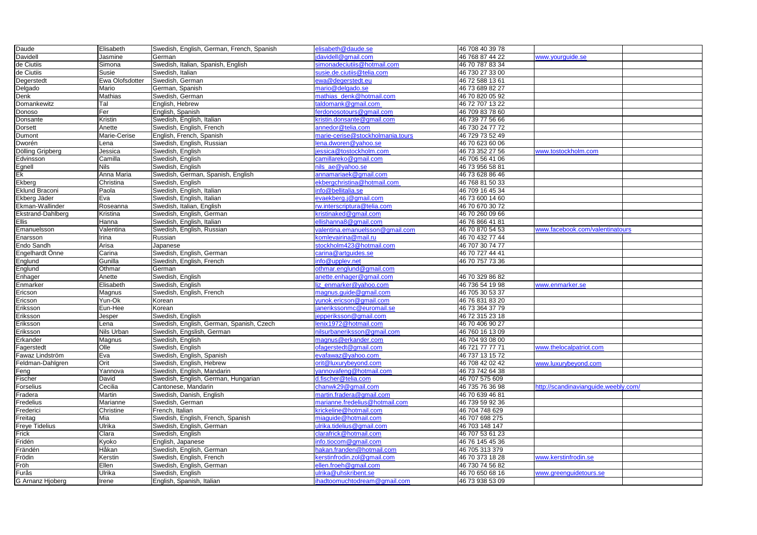| Daude | Elisabeth | Swedish, English, German, French, Spanish | elisabeth@daude.se | 46 708 40 39 78 | | |
|---|---|---|---|---|---|---|
| Davidell | Jasmine | German | jdavidell@gmail.com | 46 768 87 44 22 | www.yourguide.se | |
| de Ciutiis | Simona | Swedish, Italian, Spanish, English | simonadeciutiis@hotmail.com | 46 70 787 83 34 | | |
| de Ciutiis | Susie | Swedish, Italian | susie.de.ciutiis@telia.com | 46 730 27 33 00 | | |
| Degerstedt | Ewa Olofsdotter | Swedish, German | ewa@degerstedt.eu | 46 72 588 13 61 | | |
| Delgado | Mario | German, Spanish | mario@delgado.se | 46 73 689 82 27 | | |
| Denk | Mathias | Swedish, German | mathias_denk@hotmail.com | 46 70 820 05 92 | | |
| Domankewitz | Tal | English, Hebrew | taldomank@gmail.com | 46 72 707 13 22 | | |
| Donoso | Fer | English, Spanish | ferdonosotours@gmail.com | 46 709 83 78 60 | | |
| Donsante | Kristin | Swedish, English, Italian | kristin.donsante@gmail.com | 46 739 77 56 66 | | |
| Dorsett | Anette | Swedish, English, French | annedor@telia.com | 46 730 24 77 72 | | |
| Dumont | Marie-Cerise | English, French, Spanish | marie-cerise@stockholmania.tours | 46 729 73 52 49 | | |
| Dworén | Lena | Swedish, English, Russian | lena.dworen@yahoo.se | 46 70 623 60 06 | | |
| Dölling Gripberg | Jessica | Swedish, English | jessica@tostockholm.com | 46 73 352 27 56 | www.tostockholm.com | |
| Edvinsson | Camilla | Swedish, English | camillareko@gmail.com | 46 706 56 41 06 | | |
| Egnell | Nils | Swedish, English | nils_ae@yahoo.se | 46 73 956 58 81 | | |
| Ek | Anna Maria | Swedish, German, Spanish, English | annamariaek@gmail.com | 46 73 628 86 46 | | |
| Ekberg | Christina | Swedish, English | ekbergchristina@hotmail.com | 46 768 81 50 33 | | |
| Eklund Braconi | Paola | Swedish, English, Italian | info@bellitalia.se | 46 709 16 45 34 | | |
| Ekberg Jäder | Eva | Swedish, English, Italian | evaekberg.j@gmail.com | 46 73 600 14 60 | | |
| Ekman-Wallinder | Roseanna | Swedish, Italian, English | rw.interscriptura@telia.com | 46 70 670 30 72 | | |
| Ekstrand-Dahlberg | Kristina | Swedish, English, German | kristinaked@gmail.com | 46 70 260 09 66 | | |
| Ellis | Hanna | Swedish, English, Italian | ellishanna8@gmail.com | 46 76 866 41 81 | | |
| Emanuelsson | Valentina | Swedish, English, Russian | valentina.emanuelsson@gmail.com | 46 70 870 54 53 | www.facebook.com/valentinatours | |
| Enarsson | Irina | Russian | komlevairina@mail.ru | 46 70 432 77 44 | | |
| Endo Sandh | Arisa | Japanese | stockholm423@hotmail.com | 46 707 30 74 77 | | |
| Engelhardt Önne | Carina | Swedish, English, German | carina@artguides.se | 46 70 727 44 41 | | |
| Englund | Gunilla | Swedish, English, French | info@upplev.net | 46 70 757 73 36 | | |
| Englund | Othmar | German | othmar.englund@gmail.com | | | |
| Enhager | Anette | Swedish, English | anette.enhager@gmail.com | 46 70 329 86 82 | | |
| Enmarker | Elisabeth | Swedish, English | liz_enmarker@yahoo.com | 46 736 54 19 98 | www.enmarker.se | |
| Ericson | Magnus | Swedish, English, French | magnus.guide@gmail.com | 46 705 30 53 37 | | |
| Ericson | Yun-Ok | Korean | yunok.ericson@gmail.com | 46 76 831 83 20 | | |
| Eriksson | Eun-Hee | Korean | janerikssonmc@euromail.se | 46 73 364 37 79 | | |
| Eriksson | Jesper | Swedish, English | jepperiksson@gmail.com | 46 72 315 23 18 | | |
| Eriksson | Lena | Swedish, English, German, Spanish, Czech | lenix1972@hotmail.com | 46 70 406 90 27 | | |
| Eriksson | Nils Urban | Swedish, Engslish, German | nilsurbaneriksson@gmail.com | 46 760 16 13 09 | | |
| Erkander | Magnus | Swedish, English | magnus@erkander.com | 46 704 93 08 00 | | |
| Fagerstedt | Olle | Swedish, English | ofagerstedt@gmail.com | 46 721 77 77 71 | www.thelocalpatriot.com | |
| Fawaz Lindström | Eva | Swedish, English, Spanish | evafawaz@yahoo.com | 46 737 13 15 72 | | |
| Feldman-Dahlgren | Orit | Swedish, English, Hebrew | orit@luxurybeyond.com | 46 708 42 02 42 | www.luxurybeyond.com | |
| Feng | Yannova | Swedish, English, Mandarin | yannovafeng@hotmail.com | 46 73 742 64 38 | | |
| Fischer | David | Swedish, English, German, Hungarian | d.fischer@telia.com | 46 707 575 609 | | |
| Forselius | Cecilia | Cantonese, Mandarin | chanwk29@gmail.com | 46 735 76 36 98 | http://scandinavianguide.weebly.com/ | |
| Fradera | Martin | Swedish, Danish, English | martin.fradera@gmail.com | 46 70 639 46 81 | | |
| Fredelius | Marianne | Swedish, German | marianne.fredelius@hotmail.com | 46 739 59 92 36 | | |
| Frederici | Christine | French, Italian | krickeline@hotmail.com | 46 704 748 629 | | |
| Freitag | Mia | Swedish, English, French, Spanish | miaguide@hotmail.com | 46 707 698 275 | | |
| Freye Tidelius | Ulrika | Swedish, English, German | ulrika.tidelius@gmail.com | 46 703 148 147 | | |
| Frick | Clara | Swedish, English | clarafrick@hotmail.com | 46 707 53 61 23 | | |
| Fridén | Kyoko | English, Japanese | info.tiocom@gmail.com | 46 76 145 45 36 | | |
| Frändén | Håkan | Swedish, English, German | hakan.franden@hotmail.com | 46 705 313 379 | | |
| Frödin | Kerstin | Swedish, English, French | kerstinfrodin.zol@gmail.com | 46 70 373 18 28 | www.kerstinfrodin.se | |
| Fröh | Ellen | Swedish, English, German | ellen.froeh@gmail.com | 46 730 74 56 82 | | |
| Furås | Ulrika | Swedish, English | ulrika@uhskribent.se | 46 70 650 68 16 | www.greenguidetours.se | |
| G Arnanz Hjoberg | Irene | English, Spanish, Italian | ihadtoomuchtodream@gmail.com | 46 73 938 53 09 | | |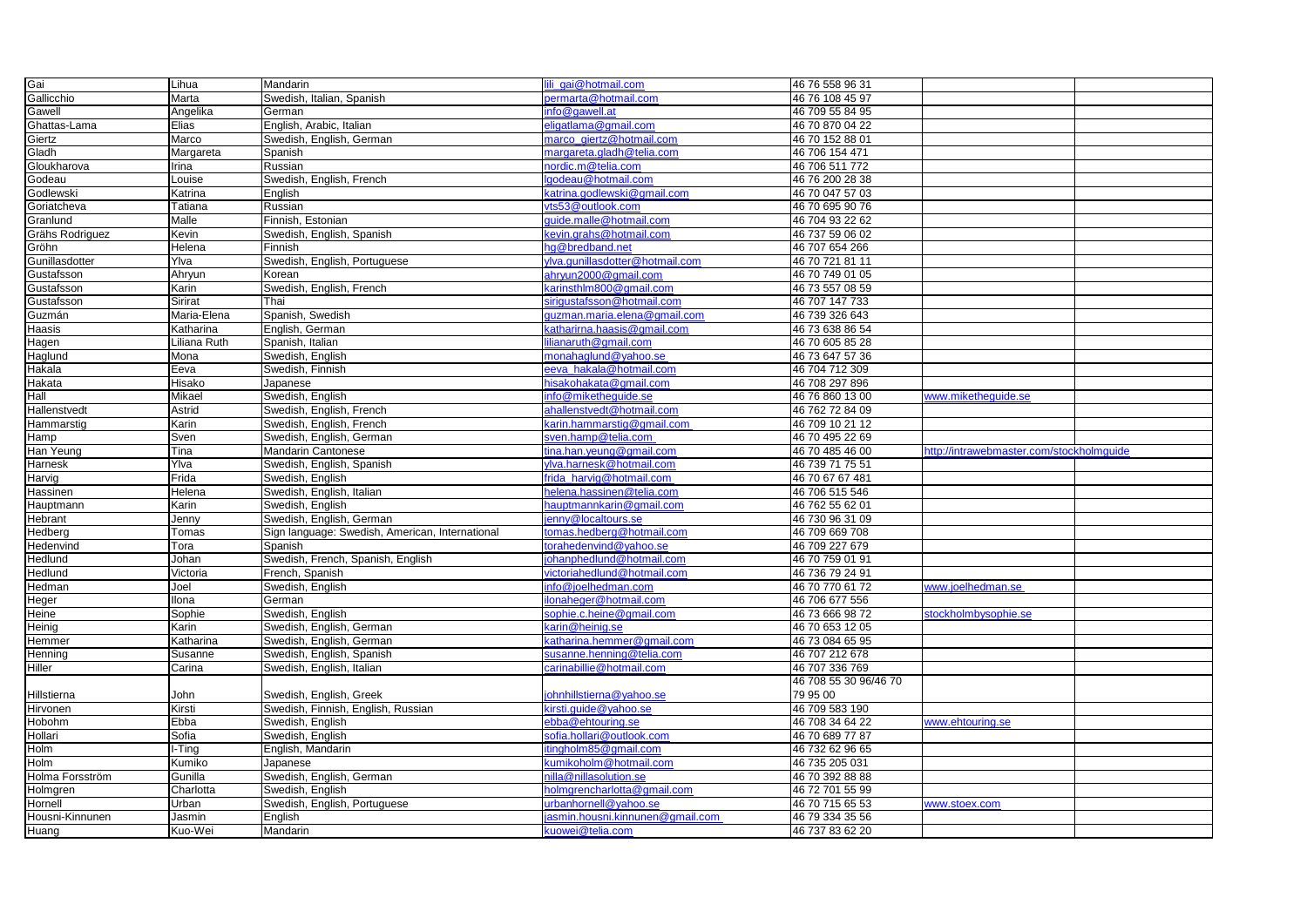| | | | | | | |
|---|---|---|---|---|---|---|
| Gai | Lihua | Mandarin | lili_gai@hotmail.com | 46 76 558 96 31 | | |
| Gallicchio | Marta | Swedish, Italian, Spanish | permarta@hotmail.com | 46 76 108 45 97 | | |
| Gawell | Angelika | German | info@gawell.at | 46 709 55 84 95 | | |
| Ghattas-Lama | Elias | English, Arabic, Italian | eligatlama@gmail.com | 46 70 870 04 22 | | |
| Giertz | Marco | Swedish, English, German | marco_giertz@hotmail.com | 46 70 152 88 01 | | |
| Gladh | Margareta | Spanish | margareta.gladh@telia.com | 46 706 154 471 | | |
| Gloukharova | Irina | Russian | nordic.m@telia.com | 46 706 511 772 | | |
| Godeau | Louise | Swedish, English, French | lgodeau@hotmail.com | 46 76 200 28 38 | | |
| Godlewski | Katrina | English | katrina.godlewski@gmail.com | 46 70 047 57 03 | | |
| Goriatcheva | Tatiana | Russian | vts53@outlook.com | 46 70 695 90 76 | | |
| Granlund | Malle | Finnish, Estonian | guide.malle@hotmail.com | 46 704 93 22 62 | | |
| Grähs Rodriguez | Kevin | Swedish, English, Spanish | kevin.grahs@hotmail.com | 46 737 59 06 02 | | |
| Gröhn | Helena | Finnish | hg@bredband.net | 46 707 654 266 | | |
| Gunillasdotter | Ylva | Swedish, English, Portuguese | ylva.gunillasdotter@hotmail.com | 46 70 721 81 11 | | |
| Gustafsson | Ahryun | Korean | ahryun2000@gmail.com | 46 70 749 01 05 | | |
| Gustafsson | Karin | Swedish, English, French | karinsthlm800@gmail.com | 46 73 557 08 59 | | |
| Gustafsson | Sirirat | Thai | sirigustafsson@hotmail.com | 46 707 147 733 | | |
| Guzmán | Maria-Elena | Spanish, Swedish | guzman.maria.elena@gmail.com | 46 739 326 643 | | |
| Haasis | Katharina | English, German | katharirna.haasis@gmail.com | 46 73 638 86 54 | | |
| Hagen | Liliana Ruth | Spanish, Italian | lilianaruth@gmail.com | 46 70 605 85 28 | | |
| Haglund | Mona | Swedish, English | monahaglund@yahoo.se | 46 73 647 57 36 | | |
| Hakala | Eeva | Swedish, Finnish | eeva_hakala@hotmail.com | 46 704 712 309 | | |
| Hakata | Hisako | Japanese | hisakohakata@gmail.com | 46 708 297 896 | | |
| Hall | Mikael | Swedish, English | info@miketheguide.se | 46 76 860 13 00 | www.miketheguide.se | |
| Hallenstvedt | Astrid | Swedish, English, French | ahallenstvedt@hotmail.com | 46 762 72 84 09 | | |
| Hammarstig | Karin | Swedish, English, French | karin.hammarstig@gmail.com | 46 709 10 21 12 | | |
| Hamp | Sven | Swedish, English, German | sven.hamp@telia.com | 46 70 495 22 69 | | |
| Han Yeung | Tina | Mandarin Cantonese | tina.han.yeung@gmail.com | 46 70 485 46 00 | http://intrawebmaster.com/stockholmguide | |
| Harnesk | Ylva | Swedish, English, Spanish | ylva.harnesk@hotmail.com | 46 739 71 75 51 | | |
| Harvig | Frida | Swedish, English | frida_harvig@hotmail.com | 46 70 67 67 481 | | |
| Hassinen | Helena | Swedish, English, Italian | helena.hassinen@telia.com | 46 706 515 546 | | |
| Hauptmann | Karin | Swedish, English | hauptmannkarin@gmail.com | 46 762 55 62 01 | | |
| Hebrant | Jenny | Swedish, English, German | jenny@localtours.se | 46 730 96 31 09 | | |
| Hedberg | Tomas | Sign language: Swedish, American, International | tomas.hedberg@hotmail.com | 46 709 669 708 | | |
| Hedenvind | Tora | Spanish | torahedenvind@yahoo.se | 46 709 227 679 | | |
| Hedlund | Johan | Swedish, French, Spanish, English | johanphedlund@hotmail.com | 46 70 759 01 91 | | |
| Hedlund | Victoria | French, Spanish | victoriahedlund@hotmail.com | 46 736 79 24 91 | | |
| Hedman | Joel | Swedish, English | info@joelhedman.com | 46 70 770 61 72 | www.joelhedman.se | |
| Heger | Ilona | German | ilonaheger@hotmail.com | 46 706 677 556 | | |
| Heine | Sophie | Swedish, English | sophie.c.heine@gmail.com | 46 73 666 98 72 | stockholmbysophie.se | |
| Heinig | Karin | Swedish, English, German | karin@heinig.se | 46 70 653 12 05 | | |
| Hemmer | Katharina | Swedish, English, German | katharina.hemmer@gmail.com | 46 73 084 65 95 | | |
| Henning | Susanne | Swedish, English, Spanish | susanne.henning@telia.com | 46 707 212 678 | | |
| Hiller | Carina | Swedish, English, Italian | carinabillie@hotmail.com | 46 707 336 769 | | |
| Hillstierna | John | Swedish, English, Greek | johnhillstierna@yahoo.se | 46 708 55 30 96/46 70 79 95 00 | | |
| Hirvonen | Kirsti | Swedish, Finnish, English, Russian | kirsti.guide@yahoo.se | 46 709 583 190 | | |
| Hobohm | Ebba | Swedish, English | ebba@ehtouring.se | 46 708 34 64 22 | www.ehtouring.se | |
| Hollari | Sofia | Swedish, English | sofia.hollari@outlook.com | 46 70 689 77 87 | | |
| Holm | I-Ting | English, Mandarin | itingholm85@gmail.com | 46 732 62 96 65 | | |
| Holm | Kumiko | Japanese | kumikoholm@hotmail.com | 46 735 205 031 | | |
| Holma Forsström | Gunilla | Swedish, English, German | nilla@nillasolution.se | 46 70 392 88 88 | | |
| Holmgren | Charlotta | Swedish, English | holmgrencharlotta@gmail.com | 46 72 701 55 99 | | |
| Hornell | Urban | Swedish, English, Portuguese | urbanhornell@yahoo.se | 46 70 715 65 53 | www.stoex.com | |
| Housni-Kinnunen | Jasmin | English | jasmin.housni.kinnunen@gmail.com | 46 79 334 35 56 | | |
| Huang | Kuo-Wei | Mandarin | kuowei@telia.com | 46 737 83 62 20 | | |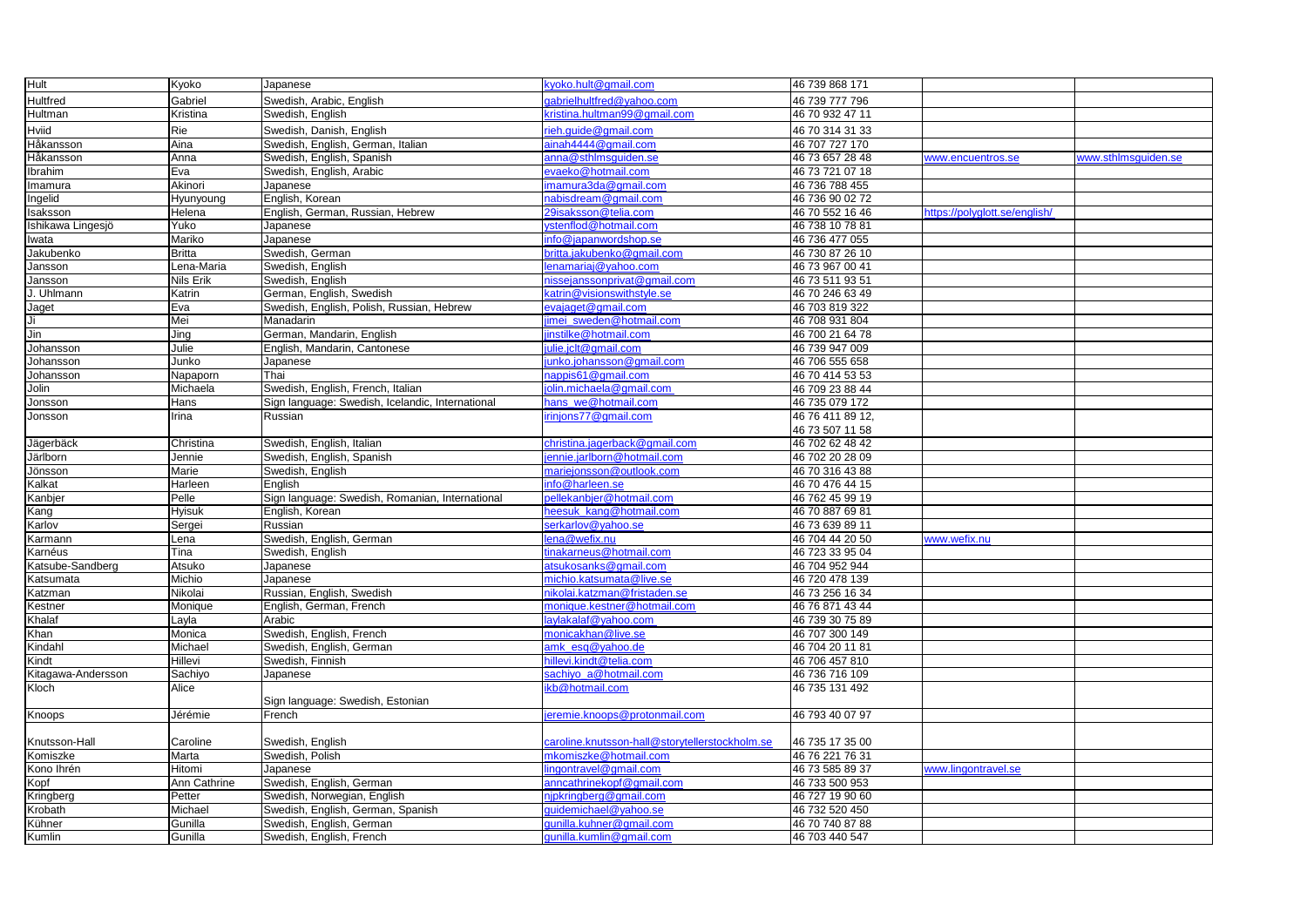| Hult | Kyoko | Japanese | kyoko.hult@gmail.com | 46 739 868 171 | | |
|---|---|---|---|---|---|---|
| Hultfred | Gabriel | Swedish, Arabic, English | gabrielhultfred@yahoo.com | 46 739 777 796 | | |
| Hultman | Kristina | Swedish, English | kristina.hultman99@gmail.com | 46 70 932 47 11 | | |
| Hviid | Rie | Swedish, Danish, English | rieh.guide@gmail.com | 46 70 314 31 33 | | |
| Håkansson | Aina | Swedish, English, German, Italian | ainah4444@gmail.com | 46 707 727 170 | | |
| Håkansson | Anna | Swedish, English, Spanish | anna@sthlmsguiden.se | 46 73 657 28 48 | www.encuentros.se | www.sthlmsguiden.se |
| Ibrahim | Eva | Swedish, English, Arabic | evaeko@hotmail.com | 46 73 721 07 18 | | |
| Imamura | Akinori | Japanese | imamura3da@gmail.com | 46 736 788 455 | | |
| Ingelid | Hyunyoung | English, Korean | nabisdream@gmail.com | 46 736 90 02 72 | | |
| Isaksson | Helena | English, German, Russian, Hebrew | 29isaksson@telia.com | 46 70 552 16 46 | https://polyglott.se/english/ | |
| Ishikawa Lingesjö | Yuko | Japanese | ystenflod@hotmail.com | 46 738 10 78 81 | | |
| Iwata | Mariko | Japanese | info@japanwordshop.se | 46 736 477 055 | | |
| Jakubenko | Britta | Swedish, German | britta.jakubenko@gmail.com | 46 730 87 26 10 | | |
| Jansson | Lena-Maria | Swedish, English | lenamariaj@yahoo.com | 46 73 967 00 41 | | |
| Jansson | Nils Erik | Swedish, English | nissejanssonprivat@gmail.com | 46 73 511 93 51 | | |
| J. Uhlmann | Katrin | German, English, Swedish | katrin@visionswithstyle.se | 46 70 246 63 49 | | |
| Jaget | Eva | Swedish, English, Polish, Russian, Hebrew | evajaget@gmail.com | 46 703 819 322 | | |
| Ji | Mei | Manadarin | jimei_sweden@hotmail.com | 46 708 931 804 | | |
| Jin | Jing | German, Mandarin, English | jinstilke@hotmail.com | 46 700 21 64 78 | | |
| Johansson | Julie | English, Mandarin, Cantonese | julie.jclt@gmail.com | 46 739 947 009 | | |
| Johansson | Junko | Japanese | junko.johansson@gmail.com | 46 706 555 658 | | |
| Johansson | Napaporn | Thai | nappis61@gmail.com | 46 70 414 53 53 | | |
| Jolin | Michaela | Swedish, English, French, Italian | jolin.michaela@gmail.com | 46 709 23 88 44 | | |
| Jonsson | Hans | Sign language: Swedish, Icelandic, International | hans_we@hotmail.com | 46 735 079 172 | | |
| Jonsson | Irina | Russian | irinjons77@gmail.com | 46 76 411 89 12, 46 73 507 11 58 | | |
| Jägerbäck | Christina | Swedish, English, Italian | christina.jagerback@gmail.com | 46 702 62 48 42 | | |
| Järlborn | Jennie | Swedish, English, Spanish | jennie.jarlborn@hotmail.com | 46 702 20 28 09 | | |
| Jönsson | Marie | Swedish, English | mariejonsson@outlook.com | 46 70 316 43 88 | | |
| Kalkat | Harleen | English | info@harleen.se | 46 70 476 44 15 | | |
| Kanbjer | Pelle | Sign language: Swedish, Romanian, International | pellekanbjer@hotmail.com | 46 762 45 99 19 | | |
| Kang | Hyisuk | English, Korean | heesuk_kang@hotmail.com | 46 70 887 69 81 | | |
| Karlov | Sergei | Russian | serkarlov@yahoo.se | 46 73 639 89 11 | | |
| Karmann | Lena | Swedish, English, German | lena@wefix.nu | 46 704 44 20 50 | www.wefix.nu | |
| Karnéus | Tina | Swedish, English | tinakarneus@hotmail.com | 46 723 33 95 04 | | |
| Katsube-Sandberg | Atsuko | Japanese | atsukosanks@gmail.com | 46 704 952 944 | | |
| Katsumata | Michio | Japanese | michio.katsumata@live.se | 46 720 478 139 | | |
| Katzman | Nikolai | Russian, English, Swedish | nikolai.katzman@fristaden.se | 46 73 256 16 34 | | |
| Kestner | Monique | English, German, French | monique.kestner@hotmail.com | 46 76 871 43 44 | | |
| Khalaf | Layla | Arabic | laylakalaf@yahoo.com | 46 739 30 75 89 | | |
| Khan | Monica | Swedish, English, French | monicakhan@live.se | 46 707 300 149 | | |
| Kindahl | Michael | Swedish, English, German | amk_esq@yahoo.de | 46 704 20 11 81 | | |
| Kindt | Hillevi | Swedish, Finnish | hillevi.kindt@telia.com | 46 706 457 810 | | |
| Kitagawa-Andersson | Sachiyo | Japanese | sachiyo_a@hotmail.com | 46 736 716 109 | | |
| Kloch | Alice | Sign language: Swedish, Estonian | ikb@hotmail.com | 46 735 131 492 | | |
| Knoops | Jérémie | French | jeremie.knoops@protonmail.com | 46 793 40 07 97 | | |
| Knutsson-Hall | Caroline | Swedish, English | caroline.knutsson-hall@storytellerstockholm.se | 46 735 17 35 00 | | |
| Komiszke | Marta | Swedish, Polish | mkomiszke@hotmail.com | 46 76 221 76 31 | | |
| Kono Ihrén | Hitomi | Japanese | lingontravel@gmail.com | 46 73 585 89 37 | www.lingontravel.se | |
| Kopf | Ann Cathrine | Swedish, English, German | anncathrinekopf@gmail.com | 46 733 500 953 | | |
| Kringberg | Petter | Swedish, Norwegian, English | njpkringberg@gmail.com | 46 727 19 90 60 | | |
| Krobath | Michael | Swedish, English, German, Spanish | guidemichael@yahoo.se | 46 732 520 450 | | |
| Kühner | Gunilla | Swedish, English, German | gunilla.kuhner@gmail.com | 46 70 740 87 88 | | |
| Kumlin | Gunilla | Swedish, English, French | gunilla.kumlin@gmail.com | 46 703 440 547 | | |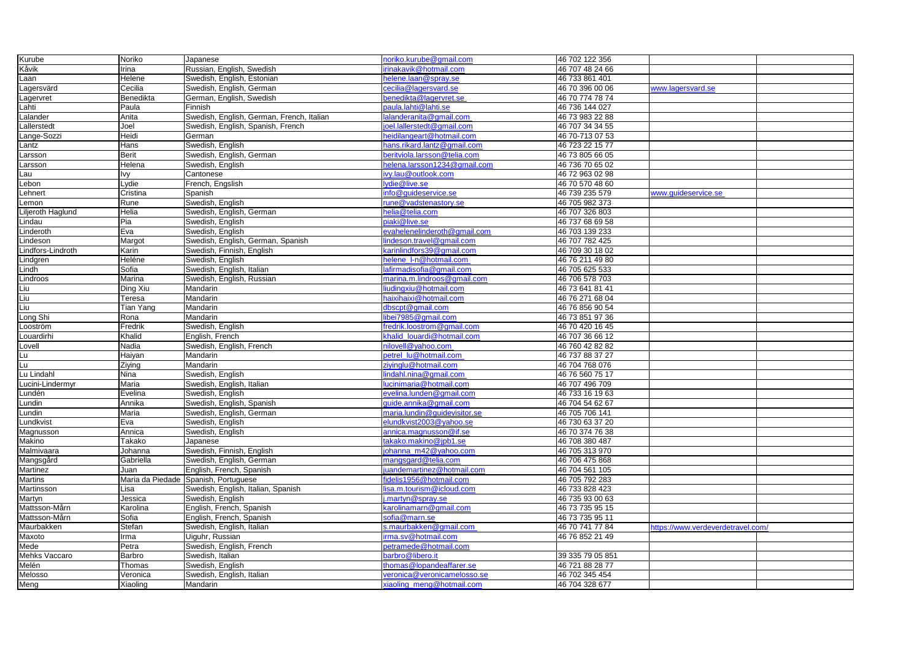| | | | | | | |
|---|---|---|---|---|---|---|
| Kurube | Noriko | Japanese | noriko.kurube@gmail.com | 46 702 122 356 | | |
| Kåvik | Irina | Russian, English, Swedish | irinakavik@hotmail.com | 46 707 48 24 66 | | |
| Laan | Helene | Swedish, English, Estonian | helene.laan@spray.se | 46 733 861 401 | | |
| Lagersvärd | Cecilia | Swedish, English, German | cecilia@lagersvard.se | 46 70 396 00 06 | www.lagersvard.se | |
| Lagervret | Benedikta | German, English, Swedish | benedikta@lagervret.se | 46 70 774 78 74 | | |
| Lahti | Paula | Finnish | paula.lahti@lahti.se | 46 736 144 027 | | |
| Lalander | Anita | Swedish, English, German, French, Italian | lalanderanita@gmail.com | 46 73 983 22 88 | | |
| Lallerstedt | Joel | Swedish, English, Spanish, French | joel.lallerstedt@gmail.com | 46 707 34 34 55 | | |
| Lange-Sozzi | Heidi | German | heidilangeart@hotmail.com | 46 70-713 07 53 | | |
| Lantz | Hans | Swedish, English | hans.rikard.lantz@gmail.com | 46 723 22 15 77 | | |
| Larsson | Berit | Swedish, English, German | beritviola.larsson@telia.com | 46 73 805 66 05 | | |
| Larsson | Helena | Swedish, English | helena.larsson1234@gmail.com | 46 736 70 65 02 | | |
| Lau | Ivy | Cantonese | ivy.lau@outlook.com | 46 72 963 02 98 | | |
| Lebon | Lydie | French, Engslish | lydie@live.se | 46 70 570 48 60 | | |
| Lehnert | Cristina | Spanish | info@guideservice.se | 46 739 235 579 | www.guideservice.se | |
| Lemon | Rune | Swedish, English | rune@vadstenastory.se | 46 705 982 373 | | |
| Liljeroth Haglund | Helia | Swedish, English, German | helia@telia.com | 46 707 326 803 | | |
| Lindau | Pia | Swedish, English | piaki@live.se | 46 737 68 69 58 | | |
| Linderoth | Eva | Swedish, English | evahelenelinderoth@gmail.com | 46 703 139 233 | | |
| Lindeson | Margot | Swedish, English, German, Spanish | lindeson.travel@gmail.com | 46 707 782 425 | | |
| Lindfors-Lindroth | Karin | Swedish, Finnish, English | karinlindfors39@gmail.com | 46 709 30 18 02 | | |
| Lindgren | Heléne | Swedish, English | helene_l-n@hotmail.com | 46 76 211 49 80 | | |
| Lindh | Sofia | Swedish, English, Italian | lafirmadisofia@gmail.com | 46 705 625 533 | | |
| Lindroos | Marina | Swedish, English, Russian | marina.m.lindroos@gmail.com | 46 706 578 703 | | |
| Liu | Ding Xiu | Mandarin | liudingxiu@hotmail.com | 46 73 641 81 41 | | |
| Liu | Teresa | Mandarin | haixihaixi@hotmail.com | 46 76 271 68 04 | | |
| Liu | Tian Yang | Mandarin | dbscpt@gmail.com | 46 76 856 90 54 | | |
| Long Shi | Rona | Mandarin | libei7985@gmail.com | 46 73 851 97 36 | | |
| Looström | Fredrik | Swedish, English | fredrik.loostrom@gmail.com | 46 70 420 16 45 | | |
| Louardirhi | Khalid | English, French | khalid_louardi@hotmail.com | 46 707 36 66 12 | | |
| Lovell | Nadia | Swedish, English, French | nilovell@yahoo.com | 46 760 42 82 82 | | |
| Lu | Haiyan | Mandarin | petrel_lu@hotmail.com | 46 737 88 37 27 | | |
| Lu | Ziying | Mandarin | ziyinglu@hotmail.com | 46 704 768 076 | | |
| Lu Lindahl | Nina | Swedish, English | lindahl.nina@gmail.com | 46 76 560 75 17 | | |
| Lucini-Lindermyr | Maria | Swedish, English, Italian | lucinimaria@hotmail.com | 46 707 496 709 | | |
| Lundén | Evelina | Swedish, English | evelina.lunden@gmail.com | 46 733 16 19 63 | | |
| Lundin | Annika | Swedish, English, Spanish | guide.annika@gmail.com | 46 704 54 62 67 | | |
| Lundin | Maria | Swedish, English, German | maria.lundin@guidevisitor.se | 46 705 706 141 | | |
| Lundkvist | Eva | Swedish, English | elundkvist2003@yahoo.se | 46 730 63 37 20 | | |
| Magnusson | Annica | Swedish, English | annica.magnusson@if.se | 46 70 374 76 38 | | |
| Makino | Takako | Japanese | takako.makino@jpb1.se | 46 708 380 487 | | |
| Malmivaara | Johanna | Swedish, Finnish, English | johanna_m42@yahoo.com | 46 705 313 970 | | |
| Mangsgård | Gabriella | Swedish, English, German | mangsgard@telia.com | 46 706 475 868 | | |
| Martinez | Juan | English, French, Spanish | juandemartinez@hotmail.com | 46 704 561 105 | | |
| Martins | Maria da Piedade | Spanish, Portuguese | fidelis1956@hotmail.com | 46 705 792 283 | | |
| Martinsson | Lisa | Swedish, English, Italian, Spanish | lisa.m.tourism@icloud.com | 46 733 828 423 | | |
| Martyn | Jessica | Swedish, English | j.martyn@spray.se | 46 735 93 00 63 | | |
| Mattsson-Mårn | Karolina | English, French, Spanish | karolinamarn@gmail.com | 46 73 735 95 15 | | |
| Mattsson-Mårn | Sofia | English, French, Spanish | sofia@marn.se | 46 73 735 95 11 | | |
| Maurbakken | Stefan | Swedish, English, Italian | s.maurbakken@gmail.com | 46 70 741 77 84 | https://www.verdeverdetravel.com/ | |
| Maxoto | Irma | Uiguhr, Russian | irma.sv@hotmail.com | 46 76 852 21 49 | | |
| Mede | Petra | Swedish, English, French | petramede@hotmail.com | | | |
| Mehks Vaccaro | Barbro | Swedish, Italian | barbro@libero.it | 39 335 79 05 851 | | |
| Melén | Thomas | Swedish, English | thomas@lopandeaffarer.se | 46 721 88 28 77 | | |
| Melosso | Veronica | Swedish, English, Italian | veronica@veronicamelosso.se | 46 702 345 454 | | |
| Meng | Xiaoling | Mandarin | xiaoling_meng@hotmail.com | 46 704 328 677 | | |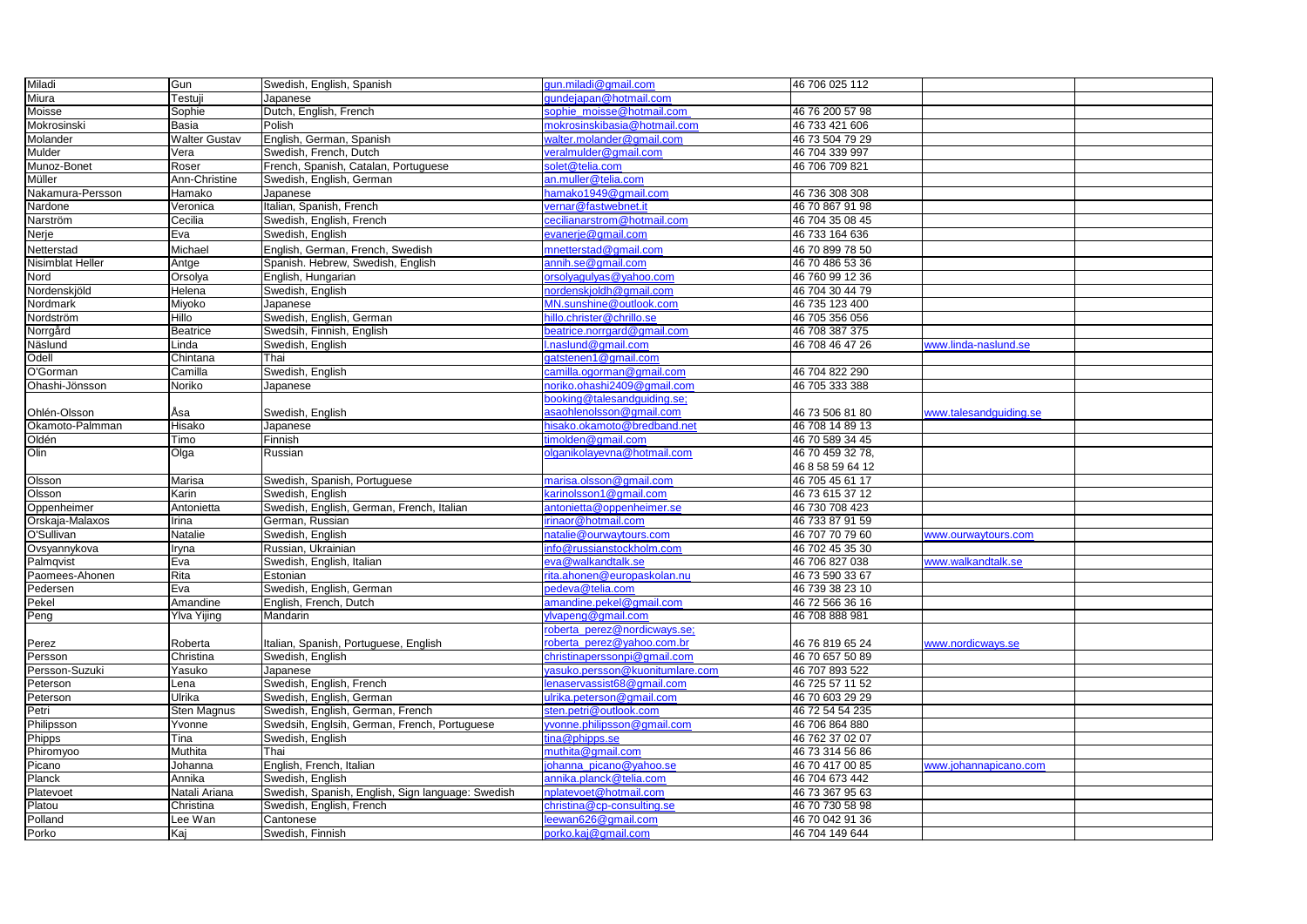| | | | | | | |
|---|---|---|---|---|---|---|
| Miladi | Gun | Swedish, English, Spanish | gun.miladi@gmail.com | 46 706 025 112 | | |
| Miura | Testuji | Japanese | gundejapan@hotmail.com | | | |
| Moisse | Sophie | Dutch, English, French | sophie_moisse@hotmail.com | 46 76 200 57 98 | | |
| Mokrosinski | Basia | Polish | mokrosinskibasia@hotmail.com | 46 733 421 606 | | |
| Molander | Walter Gustav | English, German, Spanish | walter.molander@gmail.com | 46 73 504 79 29 | | |
| Mulder | Vera | Swedish, French, Dutch | veralmulder@gmail.com | 46 704 339 997 | | |
| Munoz-Bonet | Roser | French, Spanish, Catalan, Portuguese | solet@telia.com | 46 706 709 821 | | |
| Müller | Ann-Christine | Swedish, English, German | an.muller@telia.com | | | |
| Nakamura-Persson | Hamako | Japanese | hamako1949@gmail.com | 46 736 308 308 | | |
| Nardone | Veronica | Italian, Spanish, French | vernar@fastwebnet.it | 46 70 867 91 98 | | |
| Narström | Cecilia | Swedish, English, French | cecilianarstrom@hotmail.com | 46 704 35 08 45 | | |
| Nerje | Eva | Swedish, English | evanerje@gmail.com | 46 733 164 636 | | |
| Netterstad | Michael | English, German, French, Swedish | mnetterstad@gmail.com | 46 70 899 78 50 | | |
| Nisimblat Heller | Antge | Spanish. Hebrew, Swedish, English | annih.se@gmail.com | 46 70 486 53 36 | | |
| Nord | Orsolya | English, Hungarian | orsolyagulyas@yahoo.com | 46 760 99 12 36 | | |
| Nordenskjöld | Helena | Swedish, English | nordenskjoldh@gmail.com | 46 704 30 44 79 | | |
| Nordmark | Miyoko | Japanese | MN.sunshine@outlook.com | 46 735 123 400 | | |
| Nordström | Hillo | Swedish, English, German | hillo.christer@chrillo.se | 46 705 356 056 | | |
| Norrgård | Beatrice | Swedsih, Finnish, English | beatrice.norrgard@gmail.com | 46 708 387 375 | | |
| Näslund | Linda | Swedish, English | l.naslund@gmail.com | 46 708 46 47 26 | www.linda-naslund.se | |
| Odell | Chintana | Thai | gatstenen1@gmail.com | | | |
| O'Gorman | Camilla | Swedish, English | camilla.ogorman@gmail.com | 46 704 822 290 | | |
| Ohashi-Jönsson | Noriko | Japanese | noriko.ohashi2409@gmail.com | 46 705 333 388 | | |
| Ohlén-Olsson | Åsa | Swedish, English | booking@talesandguiding.se; asaohlenolsson@gmail.com | 46 73 506 81 80 | www.talesandguiding.se | |
| Okamoto-Palmman | Hisako | Japanese | hisako.okamoto@bredband.net | 46 708 14 89 13 | | |
| Oldén | Timo | Finnish | timolden@gmail.com | 46 70 589 34 45 | | |
| Olin | Olga | Russian | olganikolayevna@hotmail.com | 46 70 459 32 78, 46 8 58 59 64 12 | | |
| Olsson | Marisa | Swedish, Spanish, Portuguese | marisa.olsson@gmail.com | 46 705 45 61 17 | | |
| Olsson | Karin | Swedish, English | karinolsson1@gmail.com | 46 73 615 37 12 | | |
| Oppenheimer | Antonietta | Swedish, English, German, French, Italian | antonietta@oppenheimer.se | 46 730 708 423 | | |
| Orskaja-Malaxos | Irina | German, Russian | irinaor@hotmail.com | 46 733 87 91 59 | | |
| O'Sullivan | Natalie | Swedish, English | natalie@ourwaytours.com | 46 707 70 79 60 | www.ourwaytours.com | |
| Ovsyannykova | Iryna | Russian, Ukrainian | info@russianstockholm.com | 46 702 45 35 30 | | |
| Palmqvist | Eva | Swedish, English, Italian | eva@walkandtalk.se | 46 706 827 038 | www.walkandtalk.se | |
| Paomees-Ahonen | Rita | Estonian | rita.ahonen@europaskolan.nu | 46 73 590 33 67 | | |
| Pedersen | Eva | Swedish, English, German | pedeva@telia.com | 46 739 38 23 10 | | |
| Pekel | Amandine | English, French, Dutch | amandine.pekel@gmail.com | 46 72 566 36 16 | | |
| Peng | Ylva Yijing | Mandarin | ylvapeng@gmail.com | 46 708 888 981 | | |
| Perez | Roberta | Italian, Spanish, Portuguese, English | roberta_perez@nordicways.se; roberta_perez@yahoo.com.br | 46 76 819 65 24 | www.nordicways.se | |
| Persson | Christina | Swedish, English | christinaperssonpi@gmail.com | 46 70 657 50 89 | | |
| Persson-Suzuki | Yasuko | Japanese | yasuko.persson@kuonitumlare.com | 46 707 893 522 | | |
| Peterson | Lena | Swedish, English, French | lenaservassist68@gmail.com | 46 725 57 11 52 | | |
| Peterson | Ulrika | Swedish, English, German | ulrika.peterson@gmail.com | 46 70 603 29 29 | | |
| Petri | Sten Magnus | Swedish, English, German, French | sten.petri@outlook.com | 46 72 54 54 235 | | |
| Philipsson | Yvonne | Swedsih, Englsih, German, French, Portuguese | yvonne.philipsson@gmail.com | 46 706 864 880 | | |
| Phipps | Tina | Swedish, English | tina@phipps.se | 46 762 37 02 07 | | |
| Phiromyoo | Muthita | Thai | muthita@gmail.com | 46 73 314 56 86 | | |
| Picano | Johanna | English, French, Italian | johanna_picano@yahoo.se | 46 70 417 00 85 | www.johannapicano.com | |
| Planck | Annika | Swedish, English | annika.planck@telia.com | 46 704 673 442 | | |
| Platevoet | Natali Ariana | Swedish, Spanish, English, Sign language: Swedish | nplatevoet@hotmail.com | 46 73 367 95 63 | | |
| Platou | Christina | Swedish, English, French | christina@cp-consulting.se | 46 70 730 58 98 | | |
| Polland | Lee Wan | Cantonese | leewan626@gmail.com | 46 70 042 91 36 | | |
| Porko | Kaj | Swedish, Finnish | porko.kaj@gmail.com | 46 704 149 644 | | |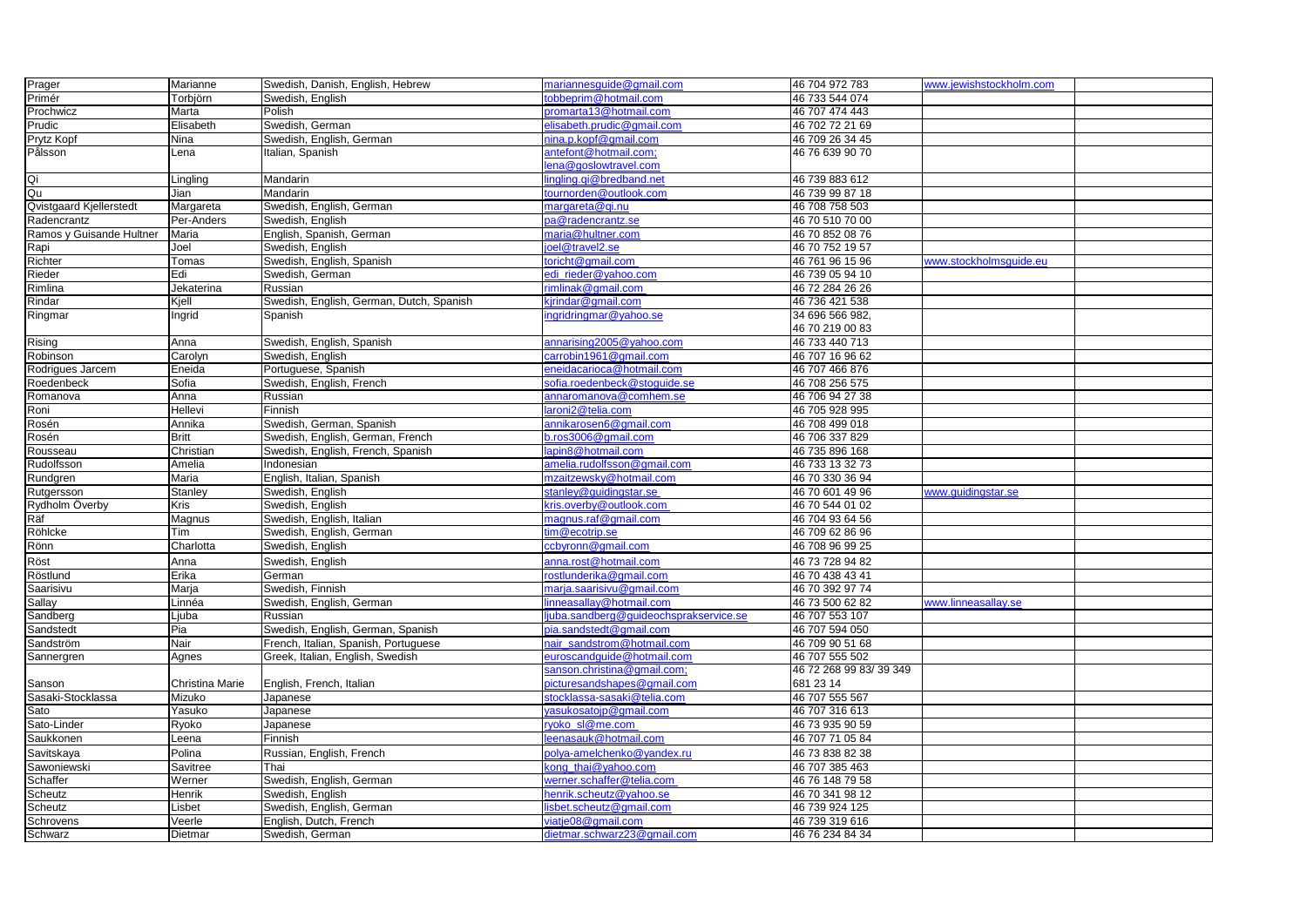| Prager | Marianne | Swedish, Danish, English, Hebrew | mariannesguide@gmail.com | 46 704 972 783 | www.jewishstockholm.com | |
|---|---|---|---|---|---|---|
| Primér | Torbjörn | Swedish, English | tobbeprim@hotmail.com | 46 733 544 074 | | |
| Prochwicz | Marta | Polish | promarta13@hotmail.com | 46 707 474 443 | | |
| Prudic | Elisabeth | Swedish, German | elisabeth.prudic@gmail.com | 46 702 72 21 69 | | |
| Prytz Kopf | Nina | Swedish, English, German | nina.p.kopf@gmail.com | 46 709 26 34 45 | | |
| Pålsson | Lena | Italian, Spanish | antefont@hotmail.com; lena@goslowtravel.com | 46 76 639 90 70 | | |
| Qi | Lingling | Mandarin | lingling.qi@bredband.net | 46 739 883 612 | | |
| Qu | Jian | Mandarin | tournorden@outlook.com | 46 739 99 87 18 | | |
| Qvistgaard Kjellerstedt | Margareta | Swedish, English, German | margareta@qi.nu | 46 708 758 503 | | |
| Radencrantz | Per-Anders | Swedish, English | pa@radencrantz.se | 46 70 510 70 00 | | |
| Ramos y Guisande Hultner | Maria | English, Spanish, German | maria@hultner.com | 46 70 852 08 76 | | |
| Rapi | Joel | Swedish, English | joel@travel2.se | 46 70 752 19 57 | | |
| Richter | Tomas | Swedish, English, Spanish | toricht@gmail.com | 46 761 96 15 96 | www.stockholmsguide.eu | |
| Rieder | Edi | Swedish, German | edi_rieder@yahoo.com | 46 739 05 94 10 | | |
| Rimlina | Jekaterina | Russian | rimlinak@gmail.com | 46 72 284 26 26 | | |
| Rindar | Kjell | Swedish, English, German, Dutch, Spanish | kjrindar@gmail.com | 46 736 421 538 | | |
| Ringmar | Ingrid | Spanish | ingridringmar@yahoo.se | 34 696 566 982, 46 70 219 00 83 | | |
| Rising | Anna | Swedish, English, Spanish | annarising2005@yahoo.com | 46 733 440 713 | | |
| Robinson | Carolyn | Swedish, English | carrobin1961@gmail.com | 46 707 16 96 62 | | |
| Rodrigues Jarcem | Eneida | Portuguese, Spanish | eneidacarioca@hotmail.com | 46 707 466 876 | | |
| Roedenbeck | Sofia | Swedish, English, French | sofia.roedenbeck@stoguide.se | 46 708 256 575 | | |
| Romanova | Anna | Russian | annaromanova@comhem.se | 46 706 94 27 38 | | |
| Roni | Hellevi | Finnish | laroni2@telia.com | 46 705 928 995 | | |
| Rosén | Annika | Swedish, German, Spanish | annikarosen6@gmail.com | 46 708 499 018 | | |
| Rosén | Britt | Swedish, English, German, French | b.ros3006@gmail.com | 46 706 337 829 | | |
| Rousseau | Christian | Swedish, English, French, Spanish | lapin8@hotmail.com | 46 735 896 168 | | |
| Rudolfsson | Amelia | Indonesian | amelia.rudolfsson@gmail.com | 46 733 13 32 73 | | |
| Rundgren | Maria | English, Italian, Spanish | mzaitzewsky@hotmail.com | 46 70 330 36 94 | | |
| Rutgersson | Stanley | Swedish, English | stanley@guidingstar.se | 46 70 601 49 96 | www.guidingstar.se | |
| Rydholm Överby | Kris | Swedish, English | kris.overby@outlook.com | 46 70 544 01 02 | | |
| Räf | Magnus | Swedish, English, Italian | magnus.raf@gmail.com | 46 704 93 64 56 | | |
| Röhlcke | Tim | Swedish, English, German | tim@ecotrip.se | 46 709 62 86 96 | | |
| Rönn | Charlotta | Swedish, English | ccbyronn@gmail.com | 46 708 96 99 25 | | |
| Röst | Anna | Swedish, English | anna.rost@hotmail.com | 46 73 728 94 82 | | |
| Röstlund | Erika | German | rostlunderika@gmail.com | 46 70 438 43 41 | | |
| Saarisivu | Marja | Swedish, Finnish | marja.saarisivu@gmail.com | 46 70 392 97 74 | | |
| Sallay | Linnéa | Swedish, English, German | linneasallay@hotmail.com | 46 73 500 62 82 | www.linneasallay.se | |
| Sandberg | Ljuba | Russian | ljuba.sandberg@guideochsprakservice.se | 46 707 553 107 | | |
| Sandstedt | Pia | Swedish, English, German, Spanish | pia.sandstedt@gmail.com | 46 707 594 050 | | |
| Sandström | Nair | French, Italian, Spanish, Portuguese | nair_sandstrom@hotmail.com | 46 709 90 51 68 | | |
| Sannergren | Agnes | Greek, Italian, English, Swedish | euroscandguide@hotmail.com | 46 707 555 502 | | |
| Sanson | Christina Marie | English, French, Italian | sanson.christina@gmail.com; picturesandshapes@gmail.com | 46 72 268 99 83/ 39 349 681 23 14 | | |
| Sasaki-Stocklassa | Mizuko | Japanese | stocklassa-sasaki@telia.com | 46 707 555 567 | | |
| Sato | Yasuko | Japanese | yasukosatojp@gmail.com | 46 707 316 613 | | |
| Sato-Linder | Ryoko | Japanese | ryoko_sl@me.com | 46 73 935 90 59 | | |
| Saukkonen | Leena | Finnish | leenasauk@hotmail.com | 46 707 71 05 84 | | |
| Savitskaya | Polina | Russian, English, French | polya-amelchenko@yandex.ru | 46 73 838 82 38 | | |
| Sawoniewski | Savitree | Thai | kong_thai@yahoo.com | 46 707 385 463 | | |
| Schaffer | Werner | Swedish, English, German | werner.schaffer@telia.com | 46 76 148 79 58 | | |
| Scheutz | Henrik | Swedish, English | henrik.scheutz@yahoo.se | 46 70 341 98 12 | | |
| Scheutz | Lisbet | Swedish, English, German | lisbet.scheutz@gmail.com | 46 739 924 125 | | |
| Schrovens | Veerle | English, Dutch, French | viatje08@gmail.com | 46 739 319 616 | | |
| Schwarz | Dietmar | Swedish, German | dietmar.schwarz23@gmail.com | 46 76 234 84 34 | | |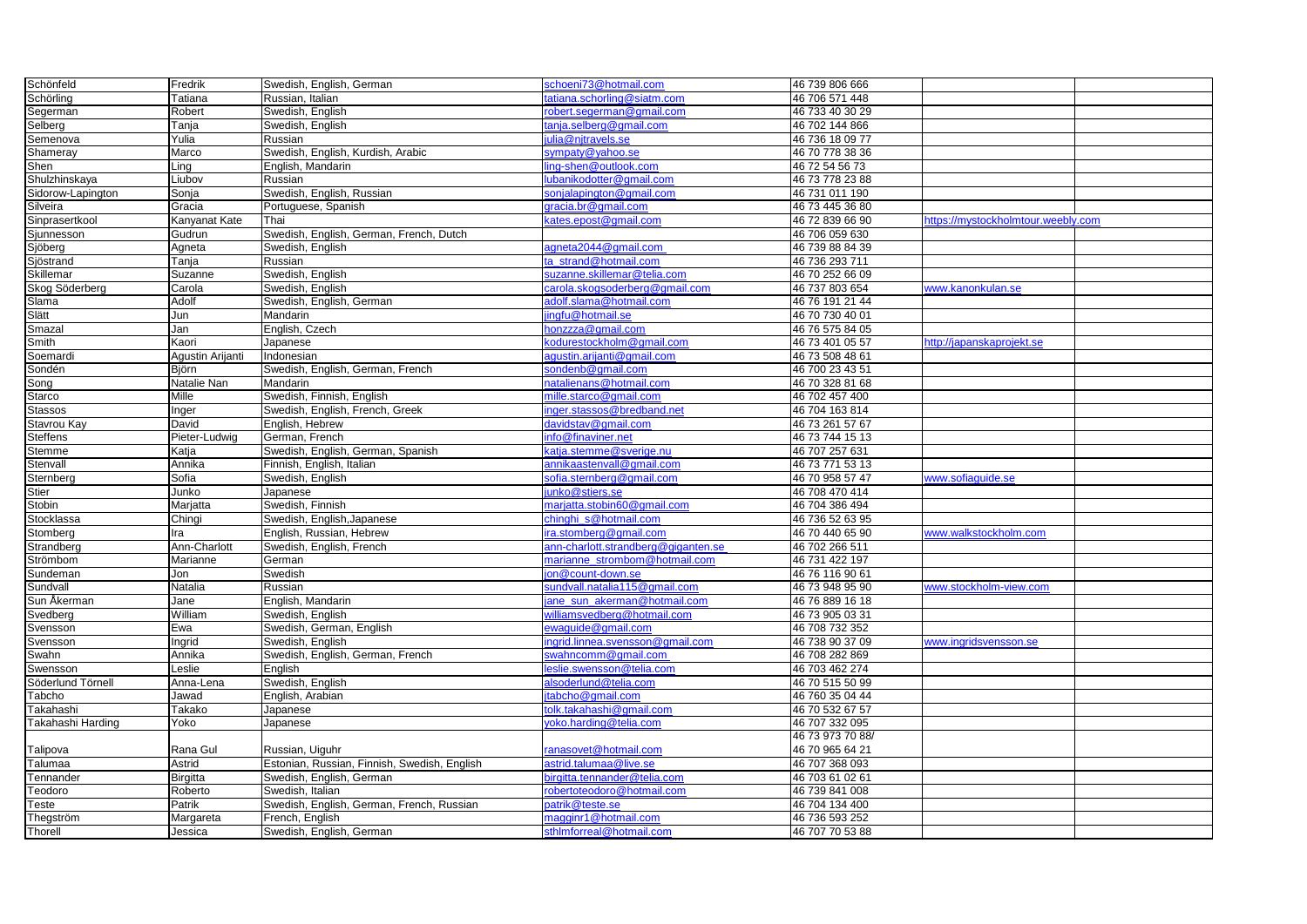| Schönfeld | Fredrik | Swedish, English, German | schoeni73@hotmail.com | 46 739 806 666 | | |
|---|---|---|---|---|---|---|
| Schörling | Tatiana | Russian, Italian | tatiana.schorling@siatm.com | 46 706 571 448 | | |
| Segerman | Robert | Swedish, English | robert.segerman@gmail.com | 46 733 40 30 29 | | |
| Selberg | Tanja | Swedish, English | tanja.selberg@gmail.com | 46 702 144 866 | | |
| Semenova | Yulia | Russian | julia@njtravels.se | 46 736 18 09 77 | | |
| Shameray | Marco | Swedish, English, Kurdish, Arabic | sympaty@yahoo.se | 46 70 778 38 36 | | |
| Shen | Ling | English, Mandarin | ling-shen@outlook.com | 46 72 54 56 73 | | |
| Shulzhinskaya | Liubov | Russian | lubanikodotter@gmail.com | 46 73 778 23 88 | | |
| Sidorow-Lapington | Sonja | Swedish, English, Russian | sonjalapington@gmail.com | 46 731 011 190 | | |
| Silveira | Gracia | Portuguese, Spanish | gracia.br@gmail.com | 46 73 445 36 80 | | |
| Sinprasertkool | Kanyanat Kate | Thai | kates.epost@gmail.com | 46 72 839 66 90 | https://mystockholmtour.weebly.com | |
| Sjunnesson | Gudrun | Swedish, English, German, French, Dutch | | 46 706 059 630 | | |
| Sjöberg | Agneta | Swedish, English | agneta2044@gmail.com | 46 739 88 84 39 | | |
| Sjöstrand | Tanja | Russian | ta_strand@hotmail.com | 46 736 293 711 | | |
| Skillemar | Suzanne | Swedish, English | suzanne.skillemar@telia.com | 46 70 252 66 09 | | |
| Skog Söderberg | Carola | Swedish, English | carola.skogsoderberg@gmail.com | 46 737 803 654 | www.kanonkulan.se | |
| Slama | Adolf | Swedish, English, German | adolf.slama@hotmail.com | 46 76 191 21 44 | | |
| Slätt | Jun | Mandarin | jingfu@hotmail.se | 46 70 730 40 01 | | |
| Smazal | Jan | English, Czech | honzzza@gmail.com | 46 76 575 84 05 | | |
| Smith | Kaori | Japanese | kodurestockholm@gmail.com | 46 73 401 05 57 | http://japanskaprojekt.se | |
| Soemardi | Agustin Arijanti | Indonesian | agustin.arijanti@gmail.com | 46 73 508 48 61 | | |
| Sondén | Björn | Swedish, English, German, French | sondenb@gmail.com | 46 700 23 43 51 | | |
| Song | Natalie Nan | Mandarin | natalienans@hotmail.com | 46 70 328 81 68 | | |
| Starco | Mille | Swedish, Finnish, English | mille.starco@gmail.com | 46 702 457 400 | | |
| Stassos | Inger | Swedish, English, French, Greek | inger.stassos@bredband.net | 46 704 163 814 | | |
| Stavrou Kay | David | English, Hebrew | davidstav@gmail.com | 46 73 261 57 67 | | |
| Steffens | Pieter-Ludwig | German, French | info@finaviner.net | 46 73 744 15 13 | | |
| Stemme | Katja | Swedish, English, German, Spanish | katja.stemme@sverige.nu | 46 707 257 631 | | |
| Stenvall | Annika | Finnish, English, Italian | annikaastenvall@gmail.com | 46 73 771 53 13 | | |
| Sternberg | Sofia | Swedish, English | sofia.sternberg@gmail.com | 46 70 958 57 47 | www.sofiaguide.se | |
| Stier | Junko | Japanese | junko@stiers.se | 46 708 470 414 | | |
| Stobin | Marjatta | Swedish, Finnish | marjatta.stobin60@gmail.com | 46 704 386 494 | | |
| Stocklassa | Chingi | Swedish, English,Japanese | chinghi_s@hotmail.com | 46 736 52 63 95 | | |
| Stomberg | Ira | English, Russian, Hebrew | ira.stomberg@gmail.com | 46 70 440 65 90 | www.walkstockholm.com | |
| Strandberg | Ann-Charlott | Swedish, English, French | ann-charlott.strandberg@giganten.se | 46 702 266 511 | | |
| Strömbom | Marianne | German | marianne_strombom@hotmail.com | 46 731 422 197 | | |
| Sundeman | Jon | Swedish | jon@count-down.se | 46 76 116 90 61 | | |
| Sundvall | Natalia | Russian | sundvall.natalia115@gmail.com | 46 73 948 95 90 | www.stockholm-view.com | |
| Sun Åkerman | Jane | English, Mandarin | jane_sun_akerman@hotmail.com | 46 76 889 16 18 | | |
| Svedberg | William | Swedish, English | williamsvedberg@hotmail.com | 46 73 905 03 31 | | |
| Svensson | Ewa | Swedish, German, English | ewaguide@gmail.com | 46 708 732 352 | | |
| Svensson | Ingrid | Swedish, English | ingrid.linnea.svensson@gmail.com | 46 738 90 37 09 | www.ingridsvensson.se | |
| Swahn | Annika | Swedish, English, German, French | swahncomm@gmail.com | 46 708 282 869 | | |
| Swensson | Leslie | English | leslie.swensson@telia.com | 46 703 462 274 | | |
| Söderlund Törnell | Anna-Lena | Swedish, English | alsoderlund@telia.com | 46 70 515 50 99 | | |
| Tabcho | Jawad | English, Arabian | jtabcho@gmail.com | 46 760 35 04 44 | | |
| Takahashi | Takako | Japanese | tolk.takahashi@gmail.com | 46 70 532 67 57 | | |
| Takahashi Harding | Yoko | Japanese | yoko.harding@telia.com | 46 707 332 095 | | |
| Talipova | Rana Gul | Russian, Uiguhr | ranasovet@hotmail.com | 46 73 973 70 88/ 46 70 965 64 21 | | |
| Talumaa | Astrid | Estonian, Russian, Finnish, Swedish, English | astrid.talumaa@live.se | 46 707 368 093 | | |
| Tennander | Birgitta | Swedish, English, German | birgitta.tennander@telia.com | 46 703 61 02 61 | | |
| Teodoro | Roberto | Swedish, Italian | robertoteodoro@hotmail.com | 46 739 841 008 | | |
| Teste | Patrik | Swedish, English, German, French, Russian | patrik@teste.se | 46 704 134 400 | | |
| Thegström | Margareta | French, English | magginr1@hotmail.com | 46 736 593 252 | | |
| Thorell | Jessica | Swedish, English, German | sthlmforreal@hotmail.com | 46 707 70 53 88 | | |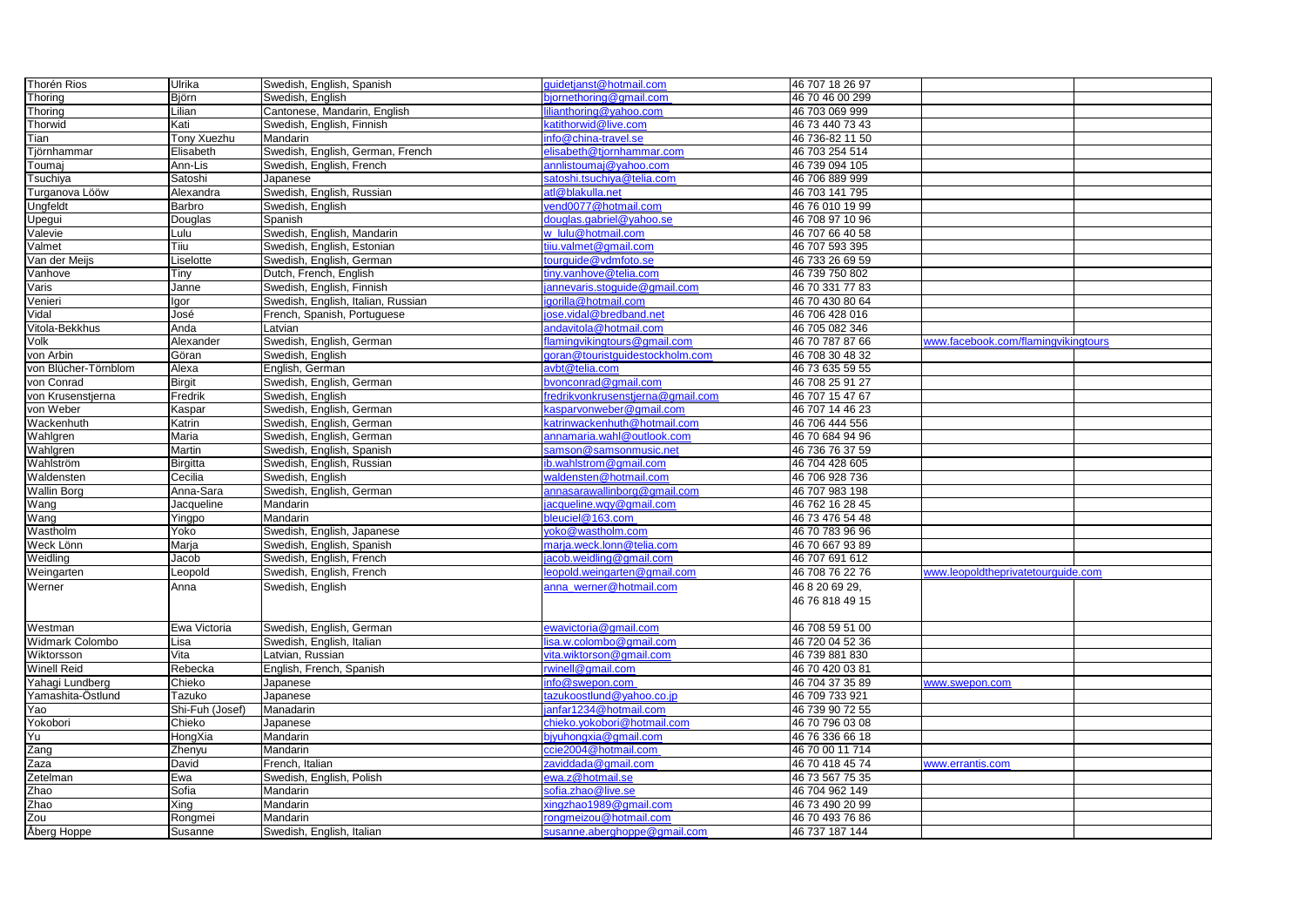| Thorén Rios | Ulrika | Swedish, English, Spanish | guidetjanst@hotmail.com | 46 707 18 26 97 | | |
|---|---|---|---|---|---|---|
| Thoring | Björn | Swedish, English | bjornethoring@gmail.com | 46 70 46 00 299 | | |
| Thoring | Lilian | Cantonese, Mandarin, English | lilianthoring@yahoo.com | 46 703 069 999 | | |
| Thorwid | Kati | Swedish, English, Finnish | katithorwid@live.com | 46 73 440 73 43 | | |
| Tian | Tony Xuezhu | Mandarin | info@china-travel.se | 46 736-82 11 50 | | |
| Tjörnhammar | Elisabeth | Swedish, English, German, French | elisabeth@tjornhammar.com | 46 703 254 514 | | |
| Toumaj | Ann-Lis | Swedish, English, French | annlistoumaj@yahoo.com | 46 739 094 105 | | |
| Tsuchiya | Satoshi | Japanese | satoshi.tsuchiya@telia.com | 46 706 889 999 | | |
| Turganova Lööw | Alexandra | Swedish, English, Russian | atl@blakulla.net | 46 703 141 795 | | |
| Ungfeldt | Barbro | Swedish, English | vend0077@hotmail.com | 46 76 010 19 99 | | |
| Upegui | Douglas | Spanish | douglas.gabriel@yahoo.se | 46 708 97 10 96 | | |
| Valevie | Lulu | Swedish, English, Mandarin | w_lulu@hotmail.com | 46 707 66 40 58 | | |
| Valmet | Tiiu | Swedish, English, Estonian | tiiu.valmet@gmail.com | 46 707 593 395 | | |
| Van der Meijs | Liselotte | Swedish, English, German | tourguide@vdmfoto.se | 46 733 26 69 59 | | |
| Vanhove | Tiny | Dutch, French, English | tiny.vanhove@telia.com | 46 739 750 802 | | |
| Varis | Janne | Swedish, English, Finnish | jannevaris.stoguide@gmail.com | 46 70 331 77 83 | | |
| Venieri | Igor | Swedish, English, Italian, Russian | igorilla@hotmail.com | 46 70 430 80 64 | | |
| Vidal | José | French, Spanish, Portuguese | jose.vidal@bredband.net | 46 706 428 016 | | |
| Vitola-Bekkhus | Anda | Latvian | andavitola@hotmail.com | 46 705 082 346 | | |
| Volk | Alexander | Swedish, English, German | flamingvikingtours@gmail.com | 46 70 787 87 66 | www.facebook.com/flamingvikingtours | |
| von Arbin | Göran | Swedish, English | goran@touristguidestockholm.com | 46 708 30 48 32 | | |
| von Blücher-Törnblom | Alexa | English, German | avbt@telia.com | 46 73 635 59 55 | | |
| von Conrad | Birgit | Swedish, English, German | bvonconrad@gmail.com | 46 708 25 91 27 | | |
| von Krusenstjerna | Fredrik | Swedish, English | fredrikvonkrusenstjerna@gmail.com | 46 707 15 47 67 | | |
| von Weber | Kaspar | Swedish, English, German | kasparvonweber@gmail.com | 46 707 14 46 23 | | |
| Wackenhuth | Katrin | Swedish, English, German | katrinwackenhuth@hotmail.com | 46 706 444 556 | | |
| Wahlgren | Maria | Swedish, English, German | annamaria.wahl@outlook.com | 46 70 684 94 96 | | |
| Wahlgren | Martin | Swedish, English, Spanish | samson@samsonmusic.net | 46 736 76 37 59 | | |
| Wahlström | Birgitta | Swedish, English, Russian | ib.wahlstrom@gmail.com | 46 704 428 605 | | |
| Waldensten | Cecilia | Swedish, English | waldensten@hotmail.com | 46 706 928 736 | | |
| Wallin Borg | Anna-Sara | Swedish, English, German | annasarawallinborg@gmail.com | 46 707 983 198 | | |
| Wang | Jacqueline | Mandarin | jacqueline.wqy@gmail.com | 46 762 16 28 45 | | |
| Wang | Yingpo | Mandarin | bleuciel@163.com | 46 73 476 54 48 | | |
| Wastholm | Yoko | Swedish, English, Japanese | yoko@wastholm.com | 46 70 783 96 96 | | |
| Weck Lönn | Marja | Swedish, English, Spanish | marja.weck.lonn@telia.com | 46 70 667 93 89 | | |
| Weidling | Jacob | Swedish, English, French | jacob.weidling@gmail.com | 46 707 691 612 | | |
| Weingarten | Leopold | Swedish, English, French | leopold.weingarten@gmail.com | 46 708 76 22 76 | www.leopoldtheprivatetourguide.com | |
| Werner | Anna | Swedish, English | anna_werner@hotmail.com | 46 8 20 69 29, 46 76 818 49 15 | | |
| Westman | Ewa Victoria | Swedish, English, German | ewavictoria@gmail.com | 46 708 59 51 00 | | |
| Widmark Colombo | Lisa | Swedish, English, Italian | lisa.w.colombo@gmail.com | 46 720 04 52 36 | | |
| Wiktorsson | Vita | Latvian, Russian | vita.wiktorson@gmail.com | 46 739 881 830 | | |
| Winell Reid | Rebecka | English, French, Spanish | rwinell@gmail.com | 46 70 420 03 81 | | |
| Yahagi Lundberg | Chieko | Japanese | info@swepon.com | 46 704 37 35 89 | www.swepon.com | |
| Yamashita-Östlund | Tazuko | Japanese | tazukoostlund@yahoo.co.jp | 46 709 733 921 | | |
| Yao | Shi-Fuh (Josef) | Manadarin | janfar1234@hotmail.com | 46 739 90 72 55 | | |
| Yokobori | Chieko | Japanese | chieko.yokobori@hotmail.com | 46 70 796 03 08 | | |
| Yu | HongXia | Mandarin | bjyuhongxia@gmail.com | 46 76 336 66 18 | | |
| Zang | Zhenyu | Mandarin | ccie2004@hotmail.com | 46 70 00 11 714 | | |
| Zaza | David | French, Italian | zaviddada@gmail.com | 46 70 418 45 74 | www.errantis.com | |
| Zetelman | Ewa | Swedish, English, Polish | ewa.z@hotmail.se | 46 73 567 75 35 | | |
| Zhao | Sofia | Mandarin | sofia.zhao@live.se | 46 704 962 149 | | |
| Zhao | Xing | Mandarin | xingzhao1989@gmail.com | 46 73 490 20 99 | | |
| Zou | Rongmei | Mandarin | rongmeizou@hotmail.com | 46 70 493 76 86 | | |
| Åberg Hoppe | Susanne | Swedish, English, Italian | susanne.aberghoppe@gmail.com | 46 737 187 144 | | |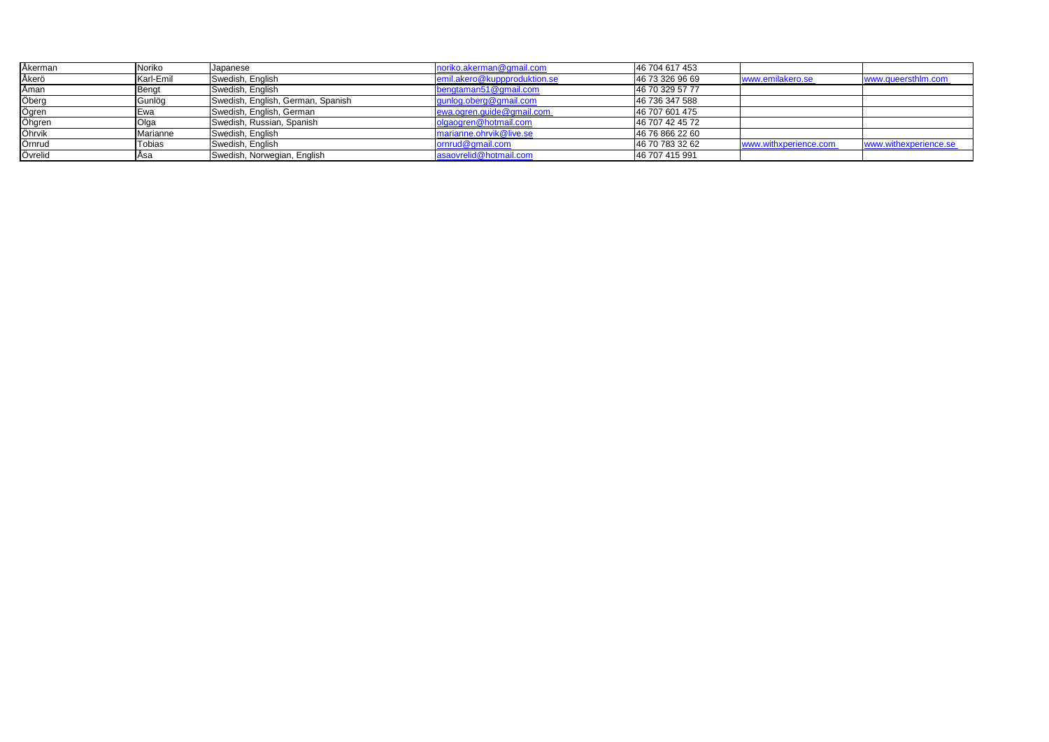| | | | | | | |
|---|---|---|---|---|---|---|
| Åkerman | Noriko | Japanese | noriko.akerman@gmail.com | 46 704 617 453 | | |
| Åkerö | Karl-Emil | Swedish, English | emil.akero@kuppproduktion.se | 46 73 326 96 69 | www.emilakero.se | www.queersthlm.com |
| Åman | Bengt | Swedish, English | bengtaman51@gmail.com | 46 70 329 57 77 | | |
| Öberg | Gunlög | Swedish, English, German, Spanish | gunlog.oberg@gmail.com | 46 736 347 588 | | |
| Ögren | Ewa | Swedish, English, German | ewa.ogren.guide@gmail.com | 46 707 601 475 | | |
| Öhgren | Olga | Swedish, Russian, Spanish | olgaogren@hotmail.com | 46 707 42 45 72 | | |
| Öhrvik | Marianne | Swedish, English | marianne.ohrvik@live.se | 46 76 866 22 60 | | |
| Örnrud | Tobias | Swedish, English | ornrud@gmail.com | 46 70 783 32 62 | www.withxperience.com | www.withexperience.se |
| Övrelid | Åsa | Swedish, Norwegian, English | asaovrelid@hotmail.com | 46 707 415 991 | | |